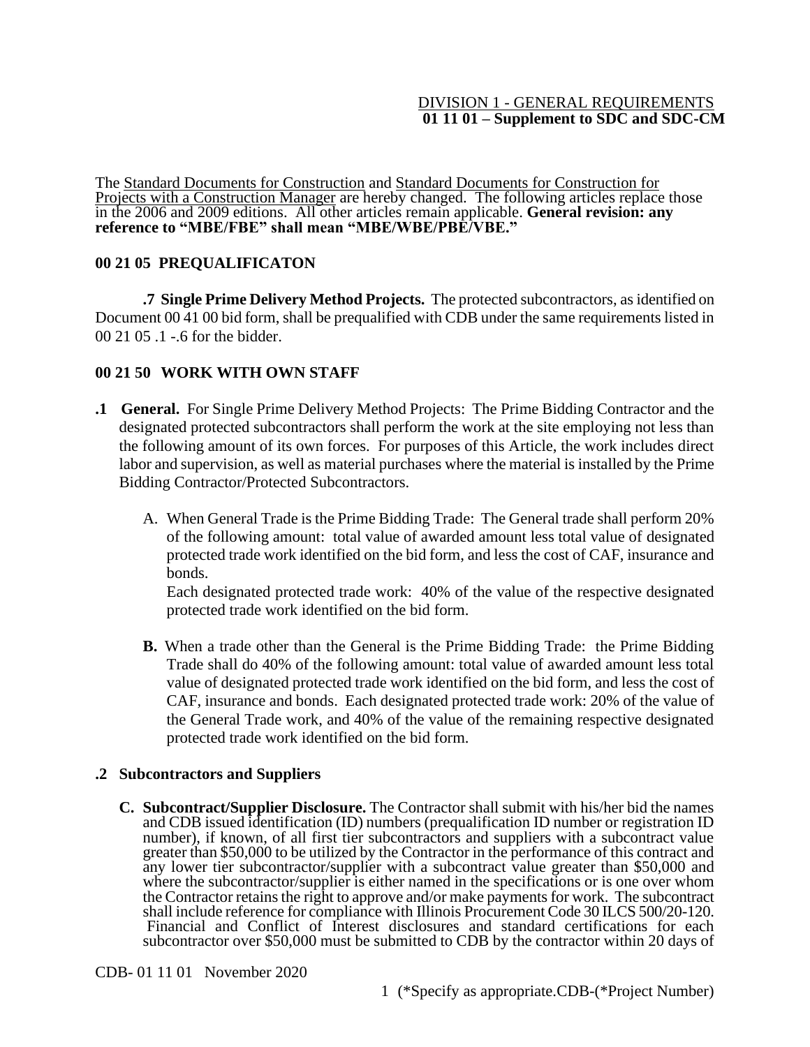DIVISION 1 - GENERAL REQUIREMENTS
**01 11 01 – Supplement to SDC and SDC-CM**

The Standard Documents for Construction and Standard Documents for Construction for Projects with a Construction Manager are hereby changed. The following articles replace those in the 2006 and 2009 editions. All other articles remain applicable. **General revision: any reference to "MBE/FBE" shall mean "MBE/WBE/PBE/VBE."**

## 00 21 05 PREQUALIFICATON

**.7 Single Prime Delivery Method Projects.** The protected subcontractors, as identified on Document 00 41 00 bid form, shall be prequalified with CDB under the same requirements listed in 00 21 05 .1 -.6 for the bidder.

## 00 21 50 WORK WITH OWN STAFF

**.1 General.** For Single Prime Delivery Method Projects: The Prime Bidding Contractor and the designated protected subcontractors shall perform the work at the site employing not less than the following amount of its own forces. For purposes of this Article, the work includes direct labor and supervision, as well as material purchases where the material is installed by the Prime Bidding Contractor/Protected Subcontractors.

A. When General Trade is the Prime Bidding Trade: The General trade shall perform 20% of the following amount: total value of awarded amount less total value of designated protected trade work identified on the bid form, and less the cost of CAF, insurance and bonds.
Each designated protected trade work: 40% of the value of the respective designated protected trade work identified on the bid form.

**B.** When a trade other than the General is the Prime Bidding Trade: the Prime Bidding Trade shall do 40% of the following amount: total value of awarded amount less total value of designated protected trade work identified on the bid form, and less the cost of CAF, insurance and bonds. Each designated protected trade work: 20% of the value of the General Trade work, and 40% of the value of the remaining respective designated protected trade work identified on the bid form.

**.2 Subcontractors and Suppliers**

**C. Subcontract/Supplier Disclosure.** The Contractor shall submit with his/her bid the names and CDB issued identification (ID) numbers (prequalification ID number or registration ID number), if known, of all first tier subcontractors and suppliers with a subcontract value greater than $50,000 to be utilized by the Contractor in the performance of this contract and any lower tier subcontractor/supplier with a subcontract value greater than $50,000 and where the subcontractor/supplier is either named in the specifications or is one over whom the Contractor retains the right to approve and/or make payments for work. The subcontract shall include reference for compliance with Illinois Procurement Code 30 ILCS 500/20-120. Financial and Conflict of Interest disclosures and standard certifications for each subcontractor over $50,000 must be submitted to CDB by the contractor within 20 days of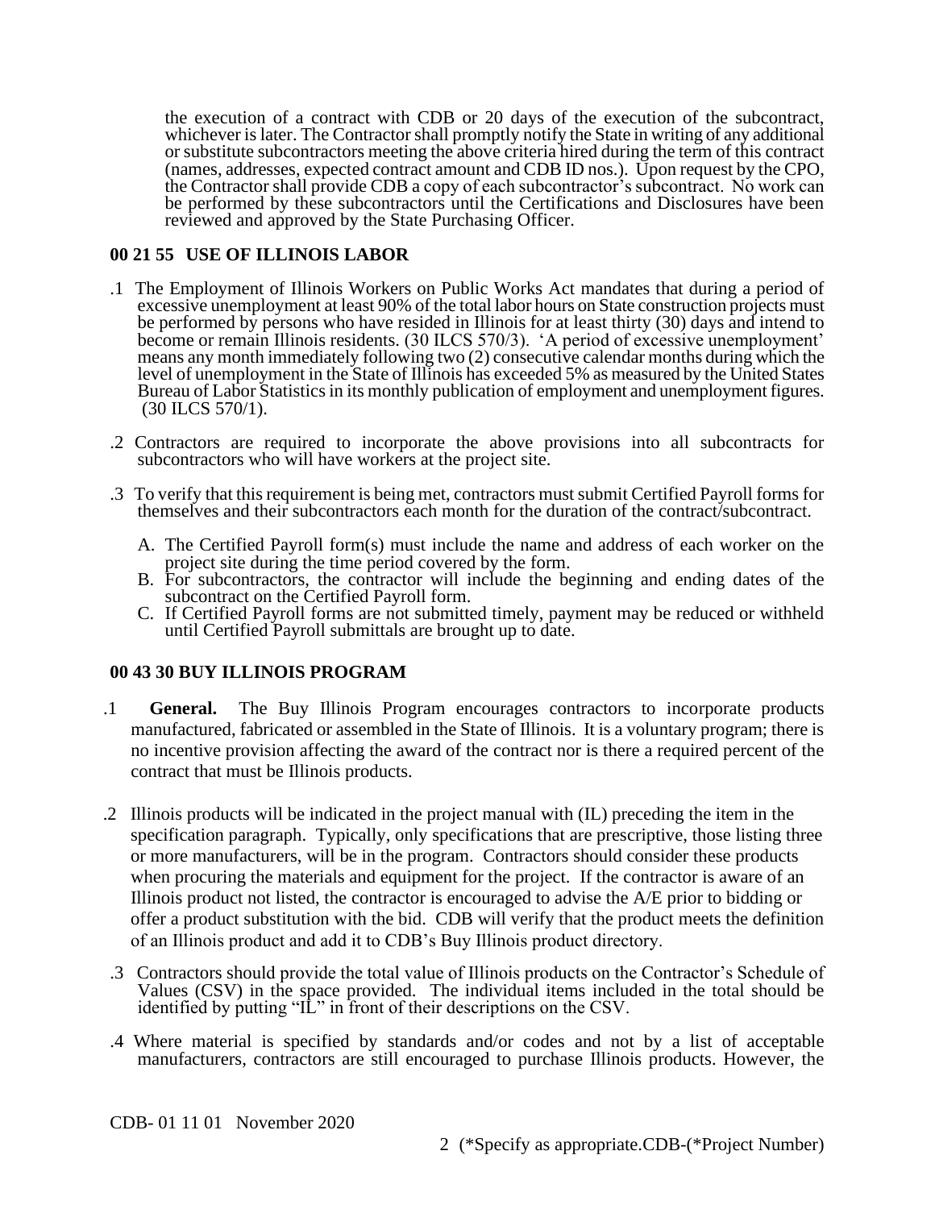the execution of a contract with CDB or 20 days of the execution of the subcontract, whichever is later. The Contractor shall promptly notify the State in writing of any additional or substitute subcontractors meeting the above criteria hired during the term of this contract (names, addresses, expected contract amount and CDB ID nos.). Upon request by the CPO, the Contractor shall provide CDB a copy of each subcontractor's subcontract. No work can be performed by these subcontractors until the Certifications and Disclosures have been reviewed and approved by the State Purchasing Officer.

## 00 21 55 USE OF ILLINOIS LABOR

.1 The Employment of Illinois Workers on Public Works Act mandates that during a period of excessive unemployment at least 90% of the total labor hours on State construction projects must be performed by persons who have resided in Illinois for at least thirty (30) days and intend to become or remain Illinois residents. (30 ILCS 570/3). 'A period of excessive unemployment' means any month immediately following two (2) consecutive calendar months during which the level of unemployment in the State of Illinois has exceeded 5% as measured by the United States Bureau of Labor Statistics in its monthly publication of employment and unemployment figures. (30 ILCS 570/1).

.2 Contractors are required to incorporate the above provisions into all subcontracts for subcontractors who will have workers at the project site.

.3 To verify that this requirement is being met, contractors must submit Certified Payroll forms for themselves and their subcontractors each month for the duration of the contract/subcontract.

A. The Certified Payroll form(s) must include the name and address of each worker on the project site during the time period covered by the form.
B. For subcontractors, the contractor will include the beginning and ending dates of the subcontract on the Certified Payroll form.
C. If Certified Payroll forms are not submitted timely, payment may be reduced or withheld until Certified Payroll submittals are brought up to date.

## 00 43 30 BUY ILLINOIS PROGRAM

.1 **General.** The Buy Illinois Program encourages contractors to incorporate products manufactured, fabricated or assembled in the State of Illinois. It is a voluntary program; there is no incentive provision affecting the award of the contract nor is there a required percent of the contract that must be Illinois products.

.2 Illinois products will be indicated in the project manual with (IL) preceding the item in the specification paragraph. Typically, only specifications that are prescriptive, those listing three or more manufacturers, will be in the program. Contractors should consider these products when procuring the materials and equipment for the project. If the contractor is aware of an Illinois product not listed, the contractor is encouraged to advise the A/E prior to bidding or offer a product substitution with the bid. CDB will verify that the product meets the definition of an Illinois product and add it to CDB's Buy Illinois product directory.

.3 Contractors should provide the total value of Illinois products on the Contractor's Schedule of Values (CSV) in the space provided. The individual items included in the total should be identified by putting "IL" in front of their descriptions on the CSV.

.4 Where material is specified by standards and/or codes and not by a list of acceptable manufacturers, contractors are still encouraged to purchase Illinois products. However, the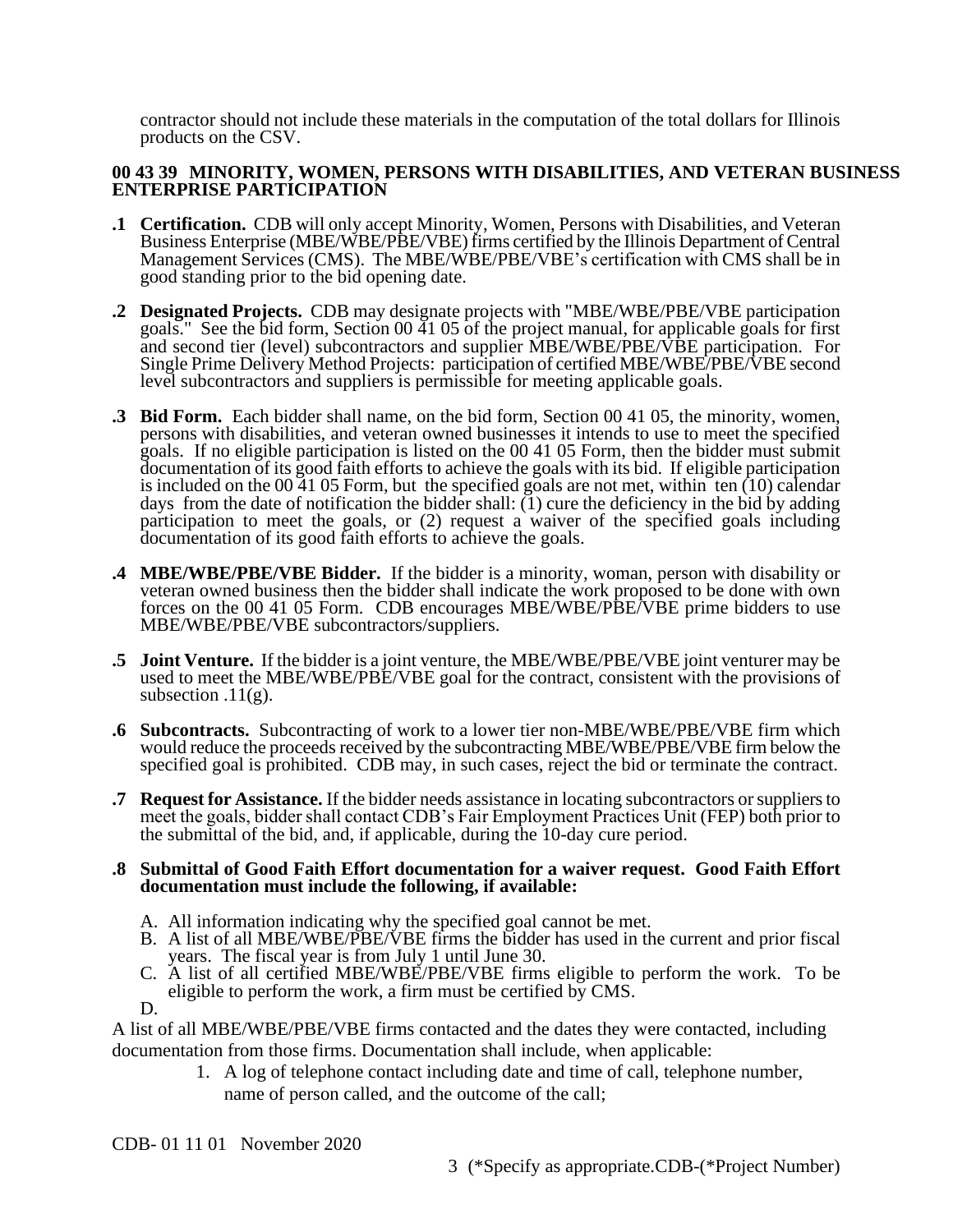contractor should not include these materials in the computation of the total dollars for Illinois products on the CSV.

## 00 43 39 MINORITY, WOMEN, PERSONS WITH DISABILITIES, AND VETERAN BUSINESS ENTERPRISE PARTICIPATION

**.1 Certification.** CDB will only accept Minority, Women, Persons with Disabilities, and Veteran Business Enterprise (MBE/WBE/PBE/VBE) firms certified by the Illinois Department of Central Management Services (CMS). The MBE/WBE/PBE/VBE's certification with CMS shall be in good standing prior to the bid opening date.

**.2 Designated Projects.** CDB may designate projects with "MBE/WBE/PBE/VBE participation goals." See the bid form, Section 00 41 05 of the project manual, for applicable goals for first and second tier (level) subcontractors and supplier MBE/WBE/PBE/VBE participation. For Single Prime Delivery Method Projects: participation of certified MBE/WBE/PBE/VBE second level subcontractors and suppliers is permissible for meeting applicable goals.

**.3 Bid Form.** Each bidder shall name, on the bid form, Section 00 41 05, the minority, women, persons with disabilities, and veteran owned businesses it intends to use to meet the specified goals. If no eligible participation is listed on the 00 41 05 Form, then the bidder must submit documentation of its good faith efforts to achieve the goals with its bid. If eligible participation is included on the 00 41 05 Form, but the specified goals are not met, within ten (10) calendar days from the date of notification the bidder shall: (1) cure the deficiency in the bid by adding participation to meet the goals, or (2) request a waiver of the specified goals including documentation of its good faith efforts to achieve the goals.

**.4 MBE/WBE/PBE/VBE Bidder.** If the bidder is a minority, woman, person with disability or veteran owned business then the bidder shall indicate the work proposed to be done with own forces on the 00 41 05 Form. CDB encourages MBE/WBE/PBE/VBE prime bidders to use MBE/WBE/PBE/VBE subcontractors/suppliers.

**.5 Joint Venture.** If the bidder is a joint venture, the MBE/WBE/PBE/VBE joint venturer may be used to meet the MBE/WBE/PBE/VBE goal for the contract, consistent with the provisions of subsection .11(g).

**.6 Subcontracts.** Subcontracting of work to a lower tier non-MBE/WBE/PBE/VBE firm which would reduce the proceeds received by the subcontracting MBE/WBE/PBE/VBE firm below the specified goal is prohibited. CDB may, in such cases, reject the bid or terminate the contract.

**.7 Request for Assistance.** If the bidder needs assistance in locating subcontractors or suppliers to meet the goals, bidder shall contact CDB's Fair Employment Practices Unit (FEP) both prior to the submittal of the bid, and, if applicable, during the 10-day cure period.

**.8 Submittal of Good Faith Effort documentation for a waiver request. Good Faith Effort documentation must include the following, if available:**

A. All information indicating why the specified goal cannot be met.
B. A list of all MBE/WBE/PBE/VBE firms the bidder has used in the current and prior fiscal years. The fiscal year is from July 1 until June 30.
C. A list of all certified MBE/WBE/PBE/VBE firms eligible to perform the work. To be eligible to perform the work, a firm must be certified by CMS.
D.

A list of all MBE/WBE/PBE/VBE firms contacted and the dates they were contacted, including documentation from those firms. Documentation shall include, when applicable:

1. A log of telephone contact including date and time of call, telephone number, name of person called, and the outcome of the call;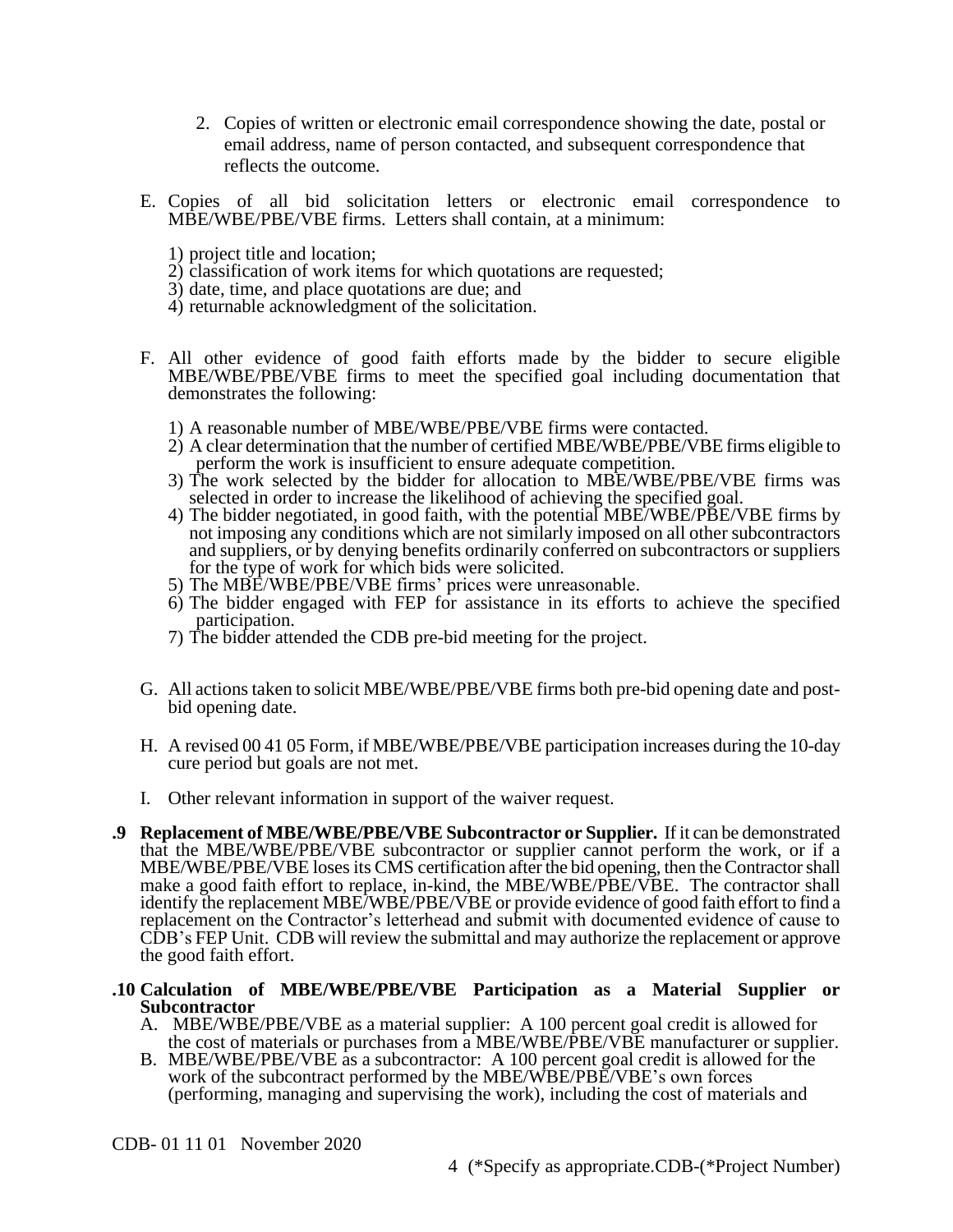2. Copies of written or electronic email correspondence showing the date, postal or email address, name of person contacted, and subsequent correspondence that reflects the outcome.

E. Copies of all bid solicitation letters or electronic email correspondence to MBE/WBE/PBE/VBE firms. Letters shall contain, at a minimum:

1) project title and location;
2) classification of work items for which quotations are requested;
3) date, time, and place quotations are due; and
4) returnable acknowledgment of the solicitation.

F. All other evidence of good faith efforts made by the bidder to secure eligible MBE/WBE/PBE/VBE firms to meet the specified goal including documentation that demonstrates the following:

1) A reasonable number of MBE/WBE/PBE/VBE firms were contacted.
2) A clear determination that the number of certified MBE/WBE/PBE/VBE firms eligible to perform the work is insufficient to ensure adequate competition.
3) The work selected by the bidder for allocation to MBE/WBE/PBE/VBE firms was selected in order to increase the likelihood of achieving the specified goal.
4) The bidder negotiated, in good faith, with the potential MBE/WBE/PBE/VBE firms by not imposing any conditions which are not similarly imposed on all other subcontractors and suppliers, or by denying benefits ordinarily conferred on subcontractors or suppliers for the type of work for which bids were solicited.
5) The MBE/WBE/PBE/VBE firms' prices were unreasonable.
6) The bidder engaged with FEP for assistance in its efforts to achieve the specified participation.
7) The bidder attended the CDB pre-bid meeting for the project.

G. All actions taken to solicit MBE/WBE/PBE/VBE firms both pre-bid opening date and post-bid opening date.

H. A revised 00 41 05 Form, if MBE/WBE/PBE/VBE participation increases during the 10-day cure period but goals are not met.

I. Other relevant information in support of the waiver request.

**.9 Replacement of MBE/WBE/PBE/VBE Subcontractor or Supplier.** If it can be demonstrated that the MBE/WBE/PBE/VBE subcontractor or supplier cannot perform the work, or if a MBE/WBE/PBE/VBE loses its CMS certification after the bid opening, then the Contractor shall make a good faith effort to replace, in-kind, the MBE/WBE/PBE/VBE. The contractor shall identify the replacement MBE/WBE/PBE/VBE or provide evidence of good faith effort to find a replacement on the Contractor's letterhead and submit with documented evidence of cause to CDB's FEP Unit. CDB will review the submittal and may authorize the replacement or approve the good faith effort.

**.10 Calculation of MBE/WBE/PBE/VBE Participation as a Material Supplier or Subcontractor**

A. MBE/WBE/PBE/VBE as a material supplier: A 100 percent goal credit is allowed for the cost of materials or purchases from a MBE/WBE/PBE/VBE manufacturer or supplier.

B. MBE/WBE/PBE/VBE as a subcontractor: A 100 percent goal credit is allowed for the work of the subcontract performed by the MBE/WBE/PBE/VBE's own forces (performing, managing and supervising the work), including the cost of materials and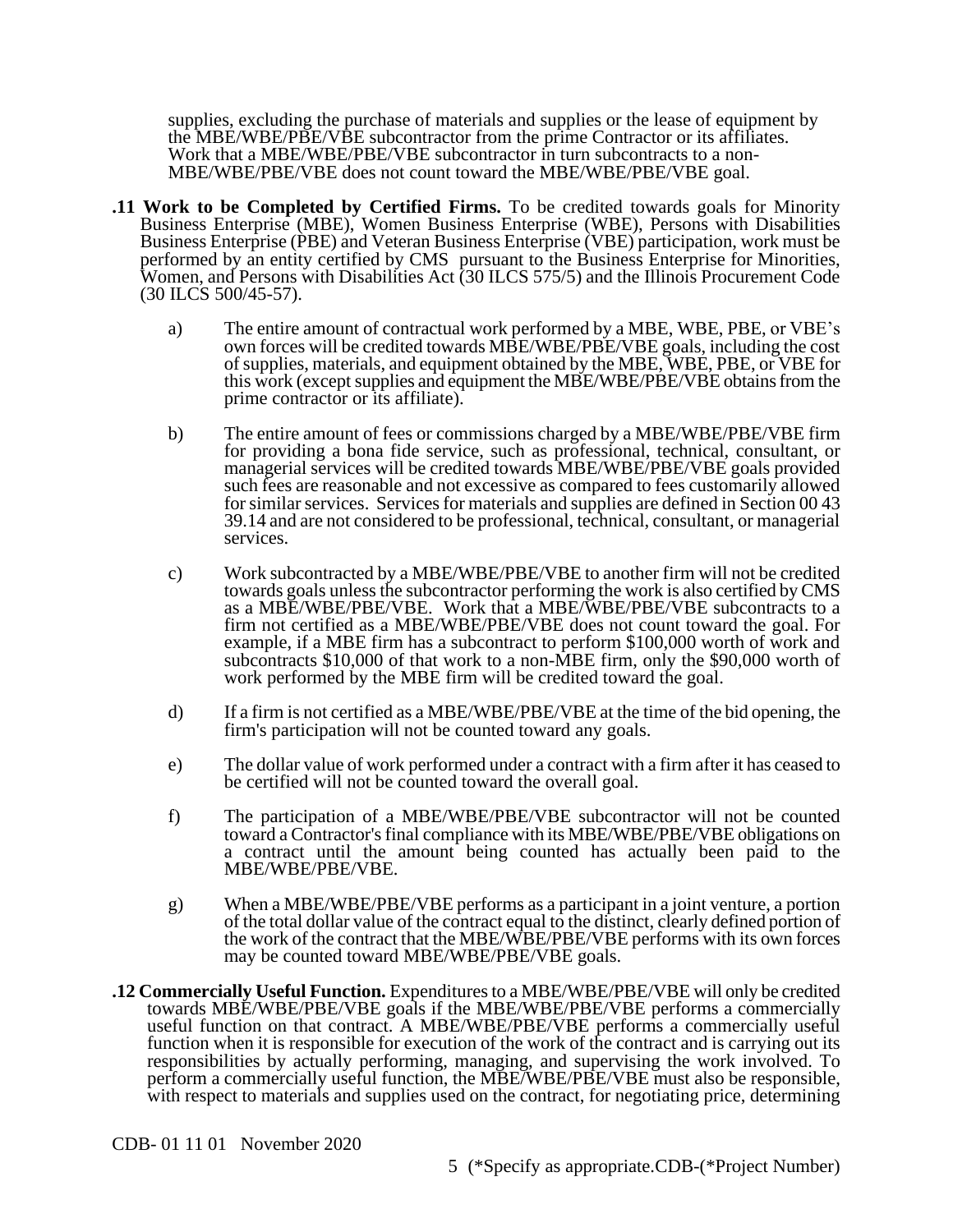supplies, excluding the purchase of materials and supplies or the lease of equipment by the MBE/WBE/PBE/VBE subcontractor from the prime Contractor or its affiliates. Work that a MBE/WBE/PBE/VBE subcontractor in turn subcontracts to a non-MBE/WBE/PBE/VBE does not count toward the MBE/WBE/PBE/VBE goal.

**.11 Work to be Completed by Certified Firms.** To be credited towards goals for Minority Business Enterprise (MBE), Women Business Enterprise (WBE), Persons with Disabilities Business Enterprise (PBE) and Veteran Business Enterprise (VBE) participation, work must be performed by an entity certified by CMS pursuant to the Business Enterprise for Minorities, Women, and Persons with Disabilities Act (30 ILCS 575/5) and the Illinois Procurement Code (30 ILCS 500/45-57).

a) The entire amount of contractual work performed by a MBE, WBE, PBE, or VBE's own forces will be credited towards MBE/WBE/PBE/VBE goals, including the cost of supplies, materials, and equipment obtained by the MBE, WBE, PBE, or VBE for this work (except supplies and equipment the MBE/WBE/PBE/VBE obtains from the prime contractor or its affiliate).

b) The entire amount of fees or commissions charged by a MBE/WBE/PBE/VBE firm for providing a bona fide service, such as professional, technical, consultant, or managerial services will be credited towards MBE/WBE/PBE/VBE goals provided such fees are reasonable and not excessive as compared to fees customarily allowed for similar services. Services for materials and supplies are defined in Section 00 43 39.14 and are not considered to be professional, technical, consultant, or managerial services.

c) Work subcontracted by a MBE/WBE/PBE/VBE to another firm will not be credited towards goals unless the subcontractor performing the work is also certified by CMS as a MBE/WBE/PBE/VBE. Work that a MBE/WBE/PBE/VBE subcontracts to a firm not certified as a MBE/WBE/PBE/VBE does not count toward the goal. For example, if a MBE firm has a subcontract to perform $100,000 worth of work and subcontracts $10,000 of that work to a non-MBE firm, only the $90,000 worth of work performed by the MBE firm will be credited toward the goal.

d) If a firm is not certified as a MBE/WBE/PBE/VBE at the time of the bid opening, the firm's participation will not be counted toward any goals.

e) The dollar value of work performed under a contract with a firm after it has ceased to be certified will not be counted toward the overall goal.

f) The participation of a MBE/WBE/PBE/VBE subcontractor will not be counted toward a Contractor's final compliance with its MBE/WBE/PBE/VBE obligations on a contract until the amount being counted has actually been paid to the MBE/WBE/PBE/VBE.

g) When a MBE/WBE/PBE/VBE performs as a participant in a joint venture, a portion of the total dollar value of the contract equal to the distinct, clearly defined portion of the work of the contract that the MBE/WBE/PBE/VBE performs with its own forces may be counted toward MBE/WBE/PBE/VBE goals.

**.12 Commercially Useful Function.** Expenditures to a MBE/WBE/PBE/VBE will only be credited towards MBE/WBE/PBE/VBE goals if the MBE/WBE/PBE/VBE performs a commercially useful function on that contract. A MBE/WBE/PBE/VBE performs a commercially useful function when it is responsible for execution of the work of the contract and is carrying out its responsibilities by actually performing, managing, and supervising the work involved. To perform a commercially useful function, the MBE/WBE/PBE/VBE must also be responsible, with respect to materials and supplies used on the contract, for negotiating price, determining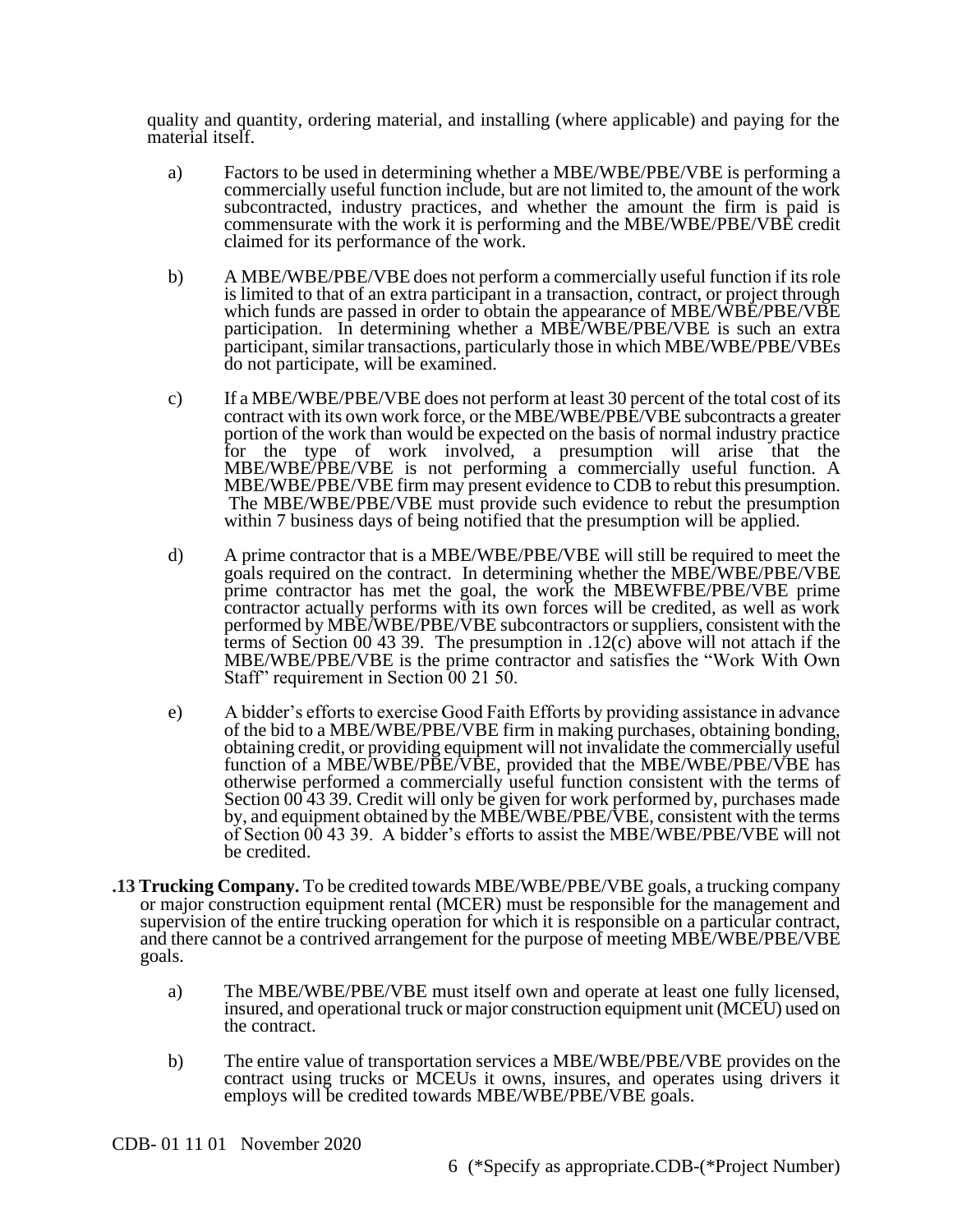quality and quantity, ordering material, and installing (where applicable) and paying for the material itself.

a) Factors to be used in determining whether a MBE/WBE/PBE/VBE is performing a commercially useful function include, but are not limited to, the amount of the work subcontracted, industry practices, and whether the amount the firm is paid is commensurate with the work it is performing and the MBE/WBE/PBE/VBE credit claimed for its performance of the work.

b) A MBE/WBE/PBE/VBE does not perform a commercially useful function if its role is limited to that of an extra participant in a transaction, contract, or project through which funds are passed in order to obtain the appearance of MBE/WBE/PBE/VBE participation. In determining whether a MBE/WBE/PBE/VBE is such an extra participant, similar transactions, particularly those in which MBE/WBE/PBE/VBEs do not participate, will be examined.

c) If a MBE/WBE/PBE/VBE does not perform at least 30 percent of the total cost of its contract with its own work force, or the MBE/WBE/PBE/VBE subcontracts a greater portion of the work than would be expected on the basis of normal industry practice for the type of work involved, a presumption will arise that the MBE/WBE/PBE/VBE is not performing a commercially useful function. A MBE/WBE/PBE/VBE firm may present evidence to CDB to rebut this presumption. The MBE/WBE/PBE/VBE must provide such evidence to rebut the presumption within 7 business days of being notified that the presumption will be applied.

d) A prime contractor that is a MBE/WBE/PBE/VBE will still be required to meet the goals required on the contract. In determining whether the MBE/WBE/PBE/VBE prime contractor has met the goal, the work the MBEWFBE/PBE/VBE prime contractor actually performs with its own forces will be credited, as well as work performed by MBE/WBE/PBE/VBE subcontractors or suppliers, consistent with the terms of Section 00 43 39. The presumption in .12(c) above will not attach if the MBE/WBE/PBE/VBE is the prime contractor and satisfies the "Work With Own Staff" requirement in Section 00 21 50.

e) A bidder's efforts to exercise Good Faith Efforts by providing assistance in advance of the bid to a MBE/WBE/PBE/VBE firm in making purchases, obtaining bonding, obtaining credit, or providing equipment will not invalidate the commercially useful function of a MBE/WBE/PBE/VBE, provided that the MBE/WBE/PBE/VBE has otherwise performed a commercially useful function consistent with the terms of Section 00 43 39. Credit will only be given for work performed by, purchases made by, and equipment obtained by the MBE/WBE/PBE/VBE, consistent with the terms of Section 00 43 39. A bidder's efforts to assist the MBE/WBE/PBE/VBE will not be credited.

**.13 Trucking Company.** To be credited towards MBE/WBE/PBE/VBE goals, a trucking company or major construction equipment rental (MCER) must be responsible for the management and supervision of the entire trucking operation for which it is responsible on a particular contract, and there cannot be a contrived arrangement for the purpose of meeting MBE/WBE/PBE/VBE goals.

a) The MBE/WBE/PBE/VBE must itself own and operate at least one fully licensed, insured, and operational truck or major construction equipment unit (MCEU) used on the contract.

b) The entire value of transportation services a MBE/WBE/PBE/VBE provides on the contract using trucks or MCEUs it owns, insures, and operates using drivers it employs will be credited towards MBE/WBE/PBE/VBE goals.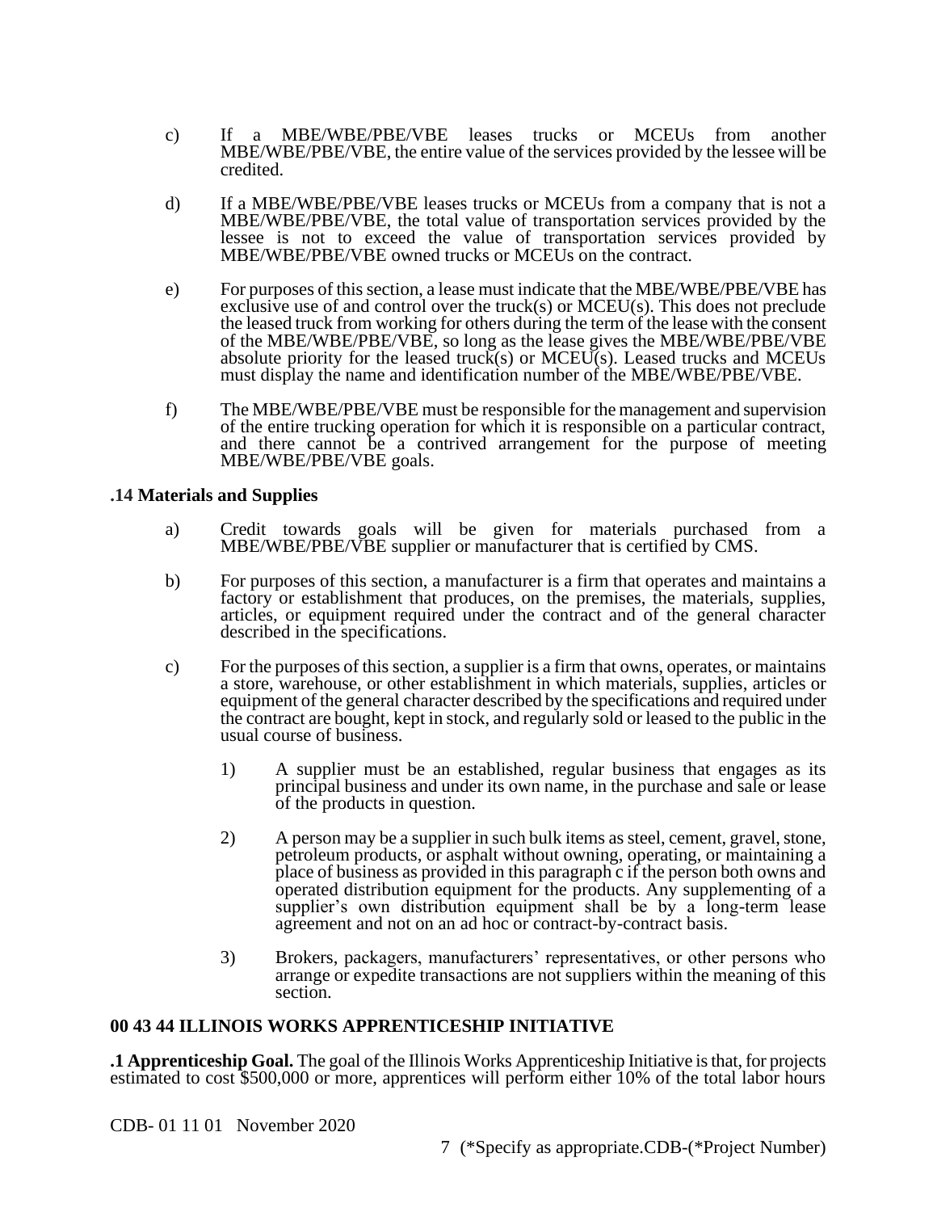c) If a MBE/WBE/PBE/VBE leases trucks or MCEUs from another MBE/WBE/PBE/VBE, the entire value of the services provided by the lessee will be credited.

d) If a MBE/WBE/PBE/VBE leases trucks or MCEUs from a company that is not a MBE/WBE/PBE/VBE, the total value of transportation services provided by the lessee is not to exceed the value of transportation services provided by MBE/WBE/PBE/VBE owned trucks or MCEUs on the contract.

e) For purposes of this section, a lease must indicate that the MBE/WBE/PBE/VBE has exclusive use of and control over the truck(s) or MCEU(s). This does not preclude the leased truck from working for others during the term of the lease with the consent of the MBE/WBE/PBE/VBE, so long as the lease gives the MBE/WBE/PBE/VBE absolute priority for the leased truck(s) or MCEU(s). Leased trucks and MCEUs must display the name and identification number of the MBE/WBE/PBE/VBE.

f) The MBE/WBE/PBE/VBE must be responsible for the management and supervision of the entire trucking operation for which it is responsible on a particular contract, and there cannot be a contrived arrangement for the purpose of meeting MBE/WBE/PBE/VBE goals.

**.14 Materials and Supplies**

a) Credit towards goals will be given for materials purchased from a MBE/WBE/PBE/VBE supplier or manufacturer that is certified by CMS.

b) For purposes of this section, a manufacturer is a firm that operates and maintains a factory or establishment that produces, on the premises, the materials, supplies, articles, or equipment required under the contract and of the general character described in the specifications.

c) For the purposes of this section, a supplier is a firm that owns, operates, or maintains a store, warehouse, or other establishment in which materials, supplies, articles or equipment of the general character described by the specifications and required under the contract are bought, kept in stock, and regularly sold or leased to the public in the usual course of business.

   1) A supplier must be an established, regular business that engages as its principal business and under its own name, in the purchase and sale or lease of the products in question.

   2) A person may be a supplier in such bulk items as steel, cement, gravel, stone, petroleum products, or asphalt without owning, operating, or maintaining a place of business as provided in this paragraph c if the person both owns and operated distribution equipment for the products. Any supplementing of a supplier's own distribution equipment shall be by a long-term lease agreement and not on an ad hoc or contract-by-contract basis.

   3) Brokers, packagers, manufacturers' representatives, or other persons who arrange or expedite transactions are not suppliers within the meaning of this section.

**00 43 44 ILLINOIS WORKS APPRENTICESHIP INITIATIVE**

**.1 Apprenticeship Goal.** The goal of the Illinois Works Apprenticeship Initiative is that, for projects estimated to cost $500,000 or more, apprentices will perform either 10% of the total labor hours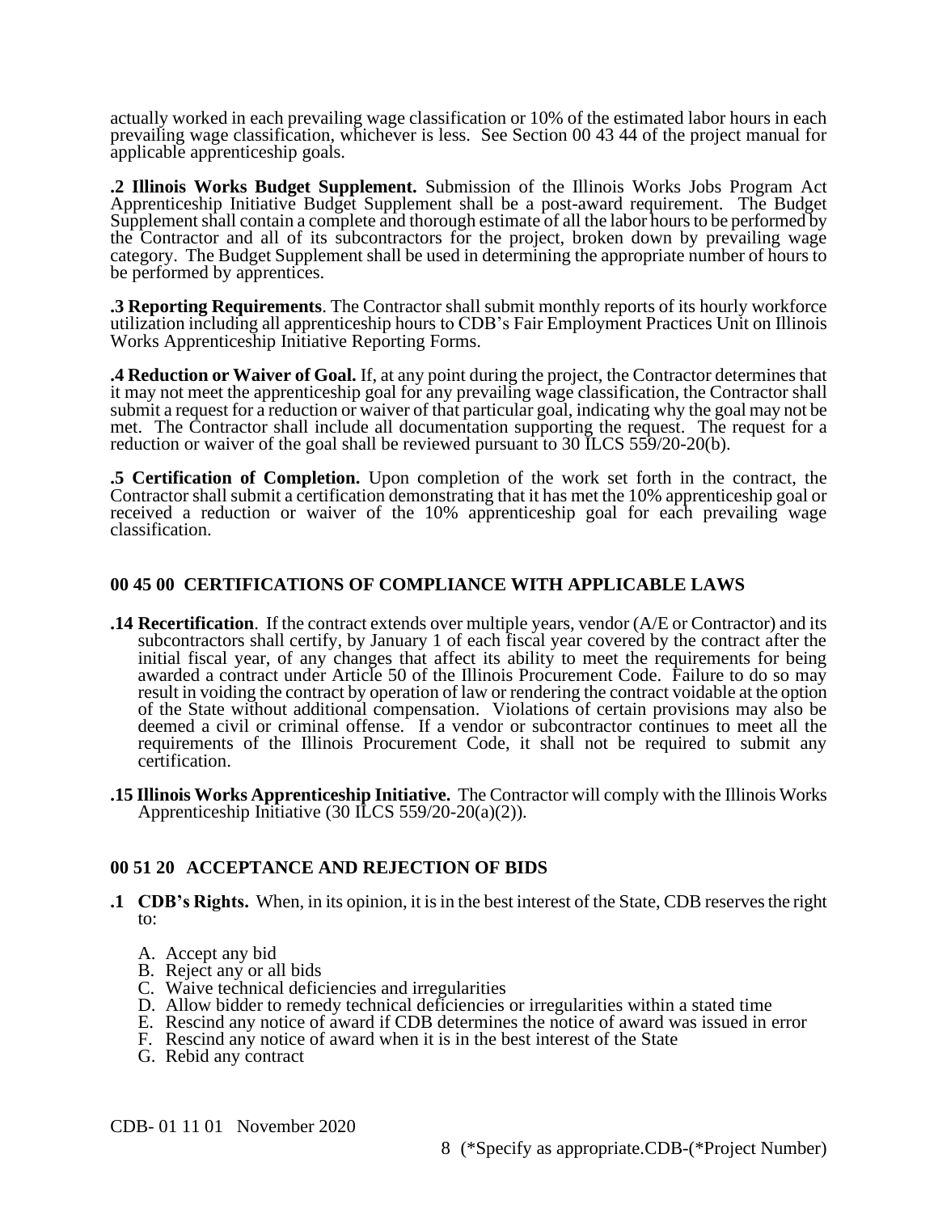actually worked in each prevailing wage classification or 10% of the estimated labor hours in each prevailing wage classification, whichever is less. See Section 00 43 44 of the project manual for applicable apprenticeship goals.

**.2 Illinois Works Budget Supplement.** Submission of the Illinois Works Jobs Program Act Apprenticeship Initiative Budget Supplement shall be a post-award requirement. The Budget Supplement shall contain a complete and thorough estimate of all the labor hours to be performed by the Contractor and all of its subcontractors for the project, broken down by prevailing wage category. The Budget Supplement shall be used in determining the appropriate number of hours to be performed by apprentices.

**.3 Reporting Requirements**. The Contractor shall submit monthly reports of its hourly workforce utilization including all apprenticeship hours to CDB's Fair Employment Practices Unit on Illinois Works Apprenticeship Initiative Reporting Forms.

**.4 Reduction or Waiver of Goal.** If, at any point during the project, the Contractor determines that it may not meet the apprenticeship goal for any prevailing wage classification, the Contractor shall submit a request for a reduction or waiver of that particular goal, indicating why the goal may not be met. The Contractor shall include all documentation supporting the request. The request for a reduction or waiver of the goal shall be reviewed pursuant to 30 ILCS 559/20-20(b).

**.5 Certification of Completion.** Upon completion of the work set forth in the contract, the Contractor shall submit a certification demonstrating that it has met the 10% apprenticeship goal or received a reduction or waiver of the 10% apprenticeship goal for each prevailing wage classification.

## 00 45 00 CERTIFICATIONS OF COMPLIANCE WITH APPLICABLE LAWS

**.14 Recertification**. If the contract extends over multiple years, vendor (A/E or Contractor) and its subcontractors shall certify, by January 1 of each fiscal year covered by the contract after the initial fiscal year, of any changes that affect its ability to meet the requirements for being awarded a contract under Article 50 of the Illinois Procurement Code. Failure to do so may result in voiding the contract by operation of law or rendering the contract voidable at the option of the State without additional compensation. Violations of certain provisions may also be deemed a civil or criminal offense. If a vendor or subcontractor continues to meet all the requirements of the Illinois Procurement Code, it shall not be required to submit any certification.

**.15 Illinois Works Apprenticeship Initiative.** The Contractor will comply with the Illinois Works Apprenticeship Initiative (30 ILCS 559/20-20(a)(2)).

## 00 51 20 ACCEPTANCE AND REJECTION OF BIDS

**.1 CDB's Rights.** When, in its opinion, it is in the best interest of the State, CDB reserves the right to:

A. Accept any bid
B. Reject any or all bids
C. Waive technical deficiencies and irregularities
D. Allow bidder to remedy technical deficiencies or irregularities within a stated time
E. Rescind any notice of award if CDB determines the notice of award was issued in error
F. Rescind any notice of award when it is in the best interest of the State
G. Rebid any contract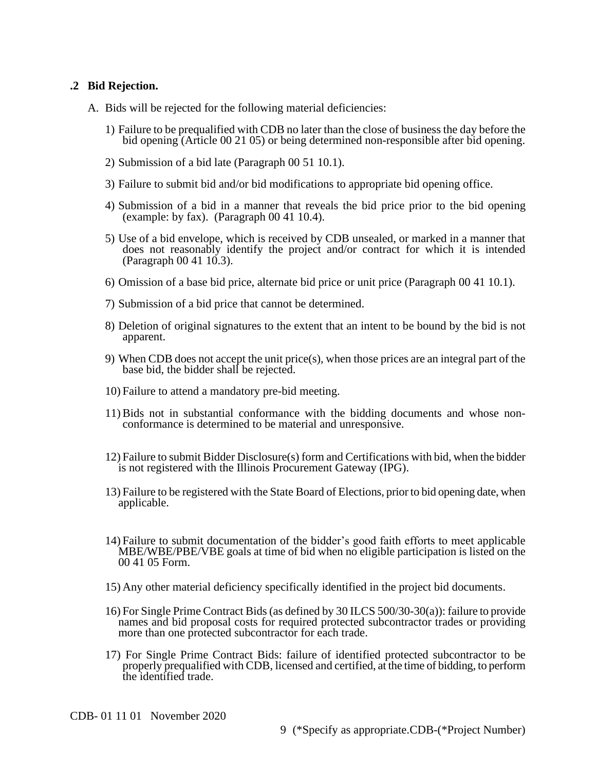**.2 Bid Rejection.**

A. Bids will be rejected for the following material deficiencies:

1) Failure to be prequalified with CDB no later than the close of business the day before the bid opening (Article 00 21 05) or being determined non-responsible after bid opening.

2) Submission of a bid late (Paragraph 00 51 10.1).

3) Failure to submit bid and/or bid modifications to appropriate bid opening office.

4) Submission of a bid in a manner that reveals the bid price prior to the bid opening (example: by fax). (Paragraph 00 41 10.4).

5) Use of a bid envelope, which is received by CDB unsealed, or marked in a manner that does not reasonably identify the project and/or contract for which it is intended (Paragraph 00 41 10.3).

6) Omission of a base bid price, alternate bid price or unit price (Paragraph 00 41 10.1).

7) Submission of a bid price that cannot be determined.

8) Deletion of original signatures to the extent that an intent to be bound by the bid is not apparent.

9) When CDB does not accept the unit price(s), when those prices are an integral part of the base bid, the bidder shall be rejected.

10) Failure to attend a mandatory pre-bid meeting.

11) Bids not in substantial conformance with the bidding documents and whose non-conformance is determined to be material and unresponsive.

12) Failure to submit Bidder Disclosure(s) form and Certifications with bid, when the bidder is not registered with the Illinois Procurement Gateway (IPG).

13) Failure to be registered with the State Board of Elections, prior to bid opening date, when applicable.

14) Failure to submit documentation of the bidder's good faith efforts to meet applicable MBE/WBE/PBE/VBE goals at time of bid when no eligible participation is listed on the 00 41 05 Form.

15) Any other material deficiency specifically identified in the project bid documents.

16) For Single Prime Contract Bids (as defined by 30 ILCS 500/30-30(a)): failure to provide names and bid proposal costs for required protected subcontractor trades or providing more than one protected subcontractor for each trade.

17) For Single Prime Contract Bids: failure of identified protected subcontractor to be properly prequalified with CDB, licensed and certified, at the time of bidding, to perform the identified trade.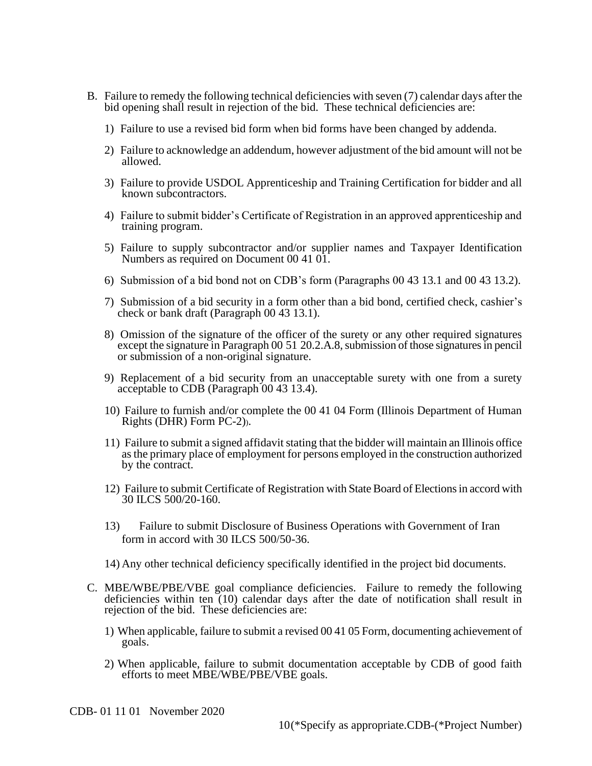B. Failure to remedy the following technical deficiencies with seven (7) calendar days after the bid opening shall result in rejection of the bid. These technical deficiencies are:

1) Failure to use a revised bid form when bid forms have been changed by addenda.

2) Failure to acknowledge an addendum, however adjustment of the bid amount will not be allowed.

3) Failure to provide USDOL Apprenticeship and Training Certification for bidder and all known subcontractors.

4) Failure to submit bidder's Certificate of Registration in an approved apprenticeship and training program.

5) Failure to supply subcontractor and/or supplier names and Taxpayer Identification Numbers as required on Document 00 41 01.

6) Submission of a bid bond not on CDB's form (Paragraphs 00 43 13.1 and 00 43 13.2).

7) Submission of a bid security in a form other than a bid bond, certified check, cashier's check or bank draft (Paragraph 00 43 13.1).

8) Omission of the signature of the officer of the surety or any other required signatures except the signature in Paragraph 00 51 20.2.A.8, submission of those signatures in pencil or submission of a non-original signature.

9) Replacement of a bid security from an unacceptable surety with one from a surety acceptable to CDB (Paragraph 00 43 13.4).

10) Failure to furnish and/or complete the 00 41 04 Form (Illinois Department of Human Rights (DHR) Form PC-2)).

11) Failure to submit a signed affidavit stating that the bidder will maintain an Illinois office as the primary place of employment for persons employed in the construction authorized by the contract.

12) Failure to submit Certificate of Registration with State Board of Elections in accord with 30 ILCS 500/20-160.

13) Failure to submit Disclosure of Business Operations with Government of Iran form in accord with 30 ILCS 500/50-36.

14) Any other technical deficiency specifically identified in the project bid documents.

C. MBE/WBE/PBE/VBE goal compliance deficiencies. Failure to remedy the following deficiencies within ten (10) calendar days after the date of notification shall result in rejection of the bid. These deficiencies are:

1) When applicable, failure to submit a revised 00 41 05 Form, documenting achievement of goals.

2) When applicable, failure to submit documentation acceptable by CDB of good faith efforts to meet MBE/WBE/PBE/VBE goals.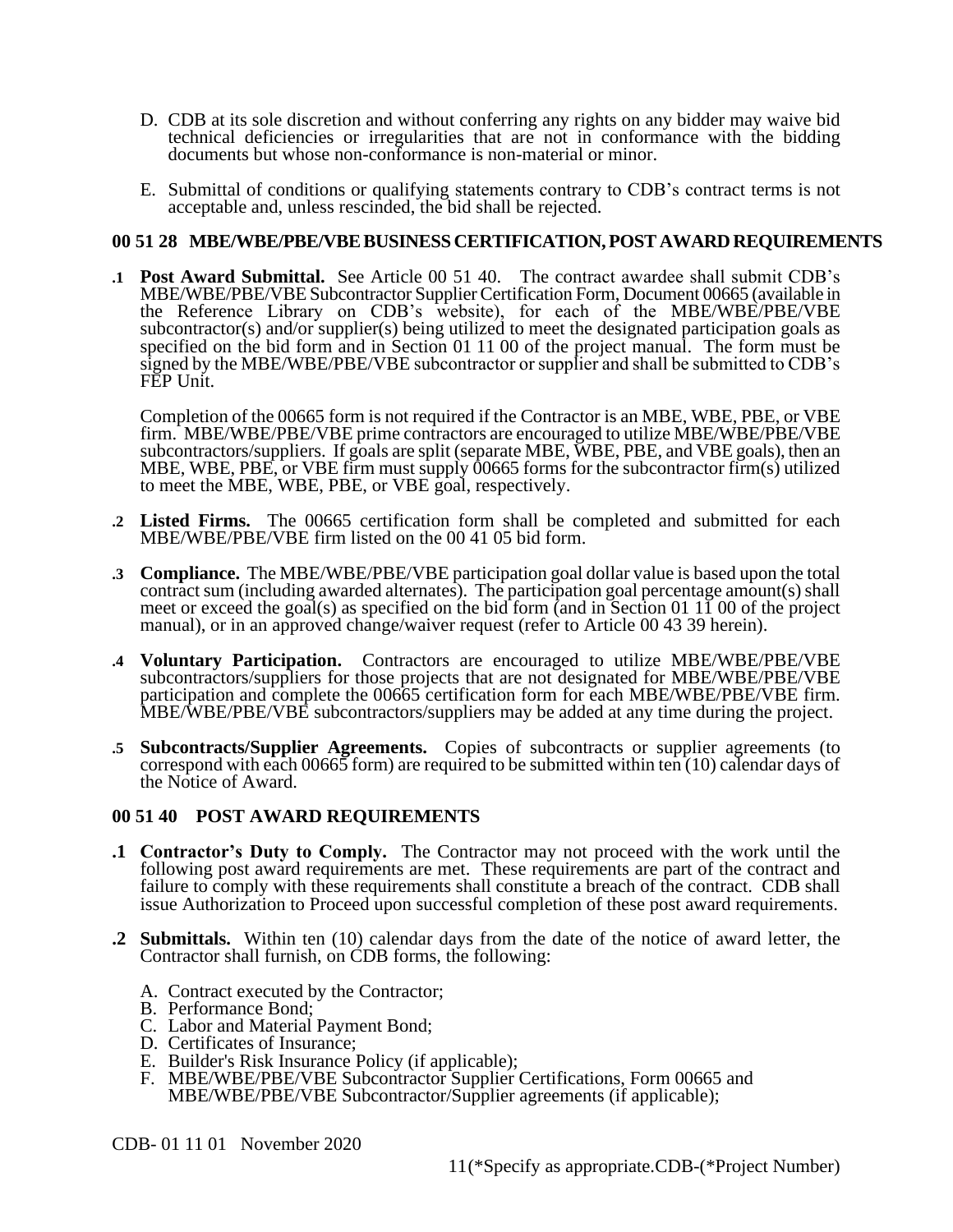D. CDB at its sole discretion and without conferring any rights on any bidder may waive bid technical deficiencies or irregularities that are not in conformance with the bidding documents but whose non-conformance is non-material or minor.

E. Submittal of conditions or qualifying statements contrary to CDB's contract terms is not acceptable and, unless rescinded, the bid shall be rejected.

## 00 51 28 MBE/WBE/PBE/VBE BUSINESS CERTIFICATION, POST AWARD REQUIREMENTS

**.1 Post Award Submittal.** See Article 00 51 40. The contract awardee shall submit CDB's MBE/WBE/PBE/VBE Subcontractor Supplier Certification Form, Document 00665 (available in the Reference Library on CDB's website), for each of the MBE/WBE/PBE/VBE subcontractor(s) and/or supplier(s) being utilized to meet the designated participation goals as specified on the bid form and in Section 01 11 00 of the project manual. The form must be signed by the MBE/WBE/PBE/VBE subcontractor or supplier and shall be submitted to CDB's FEP Unit.

Completion of the 00665 form is not required if the Contractor is an MBE, WBE, PBE, or VBE firm. MBE/WBE/PBE/VBE prime contractors are encouraged to utilize MBE/WBE/PBE/VBE subcontractors/suppliers. If goals are split (separate MBE, WBE, PBE, and VBE goals), then an MBE, WBE, PBE, or VBE firm must supply 00665 forms for the subcontractor firm(s) utilized to meet the MBE, WBE, PBE, or VBE goal, respectively.

**.2 Listed Firms.** The 00665 certification form shall be completed and submitted for each MBE/WBE/PBE/VBE firm listed on the 00 41 05 bid form.

**.3 Compliance.** The MBE/WBE/PBE/VBE participation goal dollar value is based upon the total contract sum (including awarded alternates). The participation goal percentage amount(s) shall meet or exceed the goal(s) as specified on the bid form (and in Section 01 11 00 of the project manual), or in an approved change/waiver request (refer to Article 00 43 39 herein).

**.4 Voluntary Participation.** Contractors are encouraged to utilize MBE/WBE/PBE/VBE subcontractors/suppliers for those projects that are not designated for MBE/WBE/PBE/VBE participation and complete the 00665 certification form for each MBE/WBE/PBE/VBE firm. MBE/WBE/PBE/VBE subcontractors/suppliers may be added at any time during the project.

**.5 Subcontracts/Supplier Agreements.** Copies of subcontracts or supplier agreements (to correspond with each 00665 form) are required to be submitted within ten (10) calendar days of the Notice of Award.

## 00 51 40 POST AWARD REQUIREMENTS

**.1 Contractor's Duty to Comply.** The Contractor may not proceed with the work until the following post award requirements are met. These requirements are part of the contract and failure to comply with these requirements shall constitute a breach of the contract. CDB shall issue Authorization to Proceed upon successful completion of these post award requirements.

**.2 Submittals.** Within ten (10) calendar days from the date of the notice of award letter, the Contractor shall furnish, on CDB forms, the following:

A. Contract executed by the Contractor;
B. Performance Bond;
C. Labor and Material Payment Bond;
D. Certificates of Insurance;
E. Builder's Risk Insurance Policy (if applicable);
F. MBE/WBE/PBE/VBE Subcontractor Supplier Certifications, Form 00665 and MBE/WBE/PBE/VBE Subcontractor/Supplier agreements (if applicable);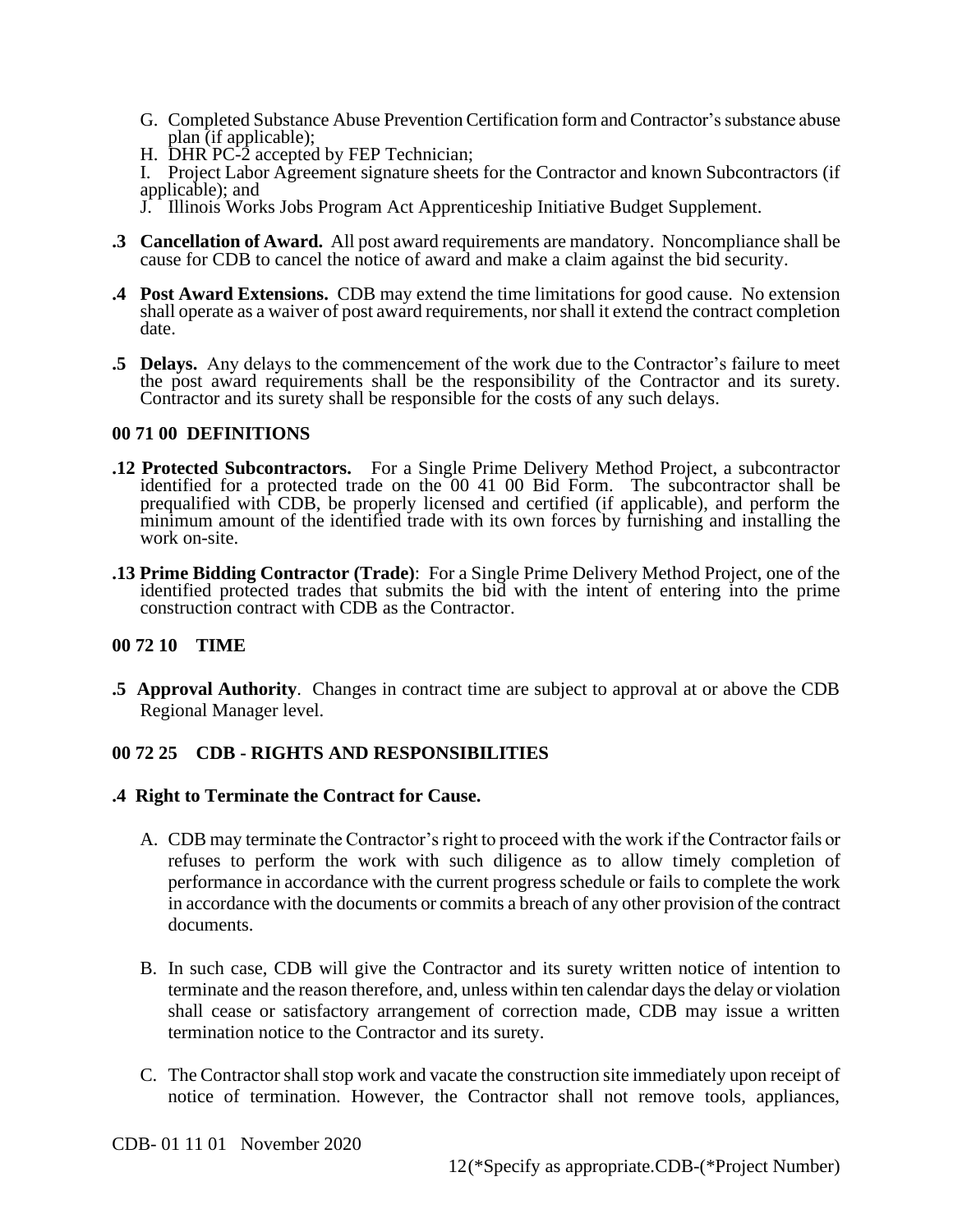G. Completed Substance Abuse Prevention Certification form and Contractor's substance abuse plan (if applicable);
H. DHR PC-2 accepted by FEP Technician;
I. Project Labor Agreement signature sheets for the Contractor and known Subcontractors (if applicable); and
J. Illinois Works Jobs Program Act Apprenticeship Initiative Budget Supplement.

**.3 Cancellation of Award.** All post award requirements are mandatory. Noncompliance shall be cause for CDB to cancel the notice of award and make a claim against the bid security.

**.4 Post Award Extensions.** CDB may extend the time limitations for good cause. No extension shall operate as a waiver of post award requirements, nor shall it extend the contract completion date.

**.5 Delays.** Any delays to the commencement of the work due to the Contractor's failure to meet the post award requirements shall be the responsibility of the Contractor and its surety. Contractor and its surety shall be responsible for the costs of any such delays.

## 00 71 00 DEFINITIONS

**.12 Protected Subcontractors.** For a Single Prime Delivery Method Project, a subcontractor identified for a protected trade on the 00 41 00 Bid Form. The subcontractor shall be prequalified with CDB, be properly licensed and certified (if applicable), and perform the minimum amount of the identified trade with its own forces by furnishing and installing the work on-site.

**.13 Prime Bidding Contractor (Trade)**: For a Single Prime Delivery Method Project, one of the identified protected trades that submits the bid with the intent of entering into the prime construction contract with CDB as the Contractor.

## 00 72 10 TIME

**.5 Approval Authority**. Changes in contract time are subject to approval at or above the CDB Regional Manager level.

## 00 72 25 CDB - RIGHTS AND RESPONSIBILITIES

**.4 Right to Terminate the Contract for Cause.**

A. CDB may terminate the Contractor's right to proceed with the work if the Contractor fails or refuses to perform the work with such diligence as to allow timely completion of performance in accordance with the current progress schedule or fails to complete the work in accordance with the documents or commits a breach of any other provision of the contract documents.

B. In such case, CDB will give the Contractor and its surety written notice of intention to terminate and the reason therefore, and, unless within ten calendar days the delay or violation shall cease or satisfactory arrangement of correction made, CDB may issue a written termination notice to the Contractor and its surety.

C. The Contractor shall stop work and vacate the construction site immediately upon receipt of notice of termination. However, the Contractor shall not remove tools, appliances,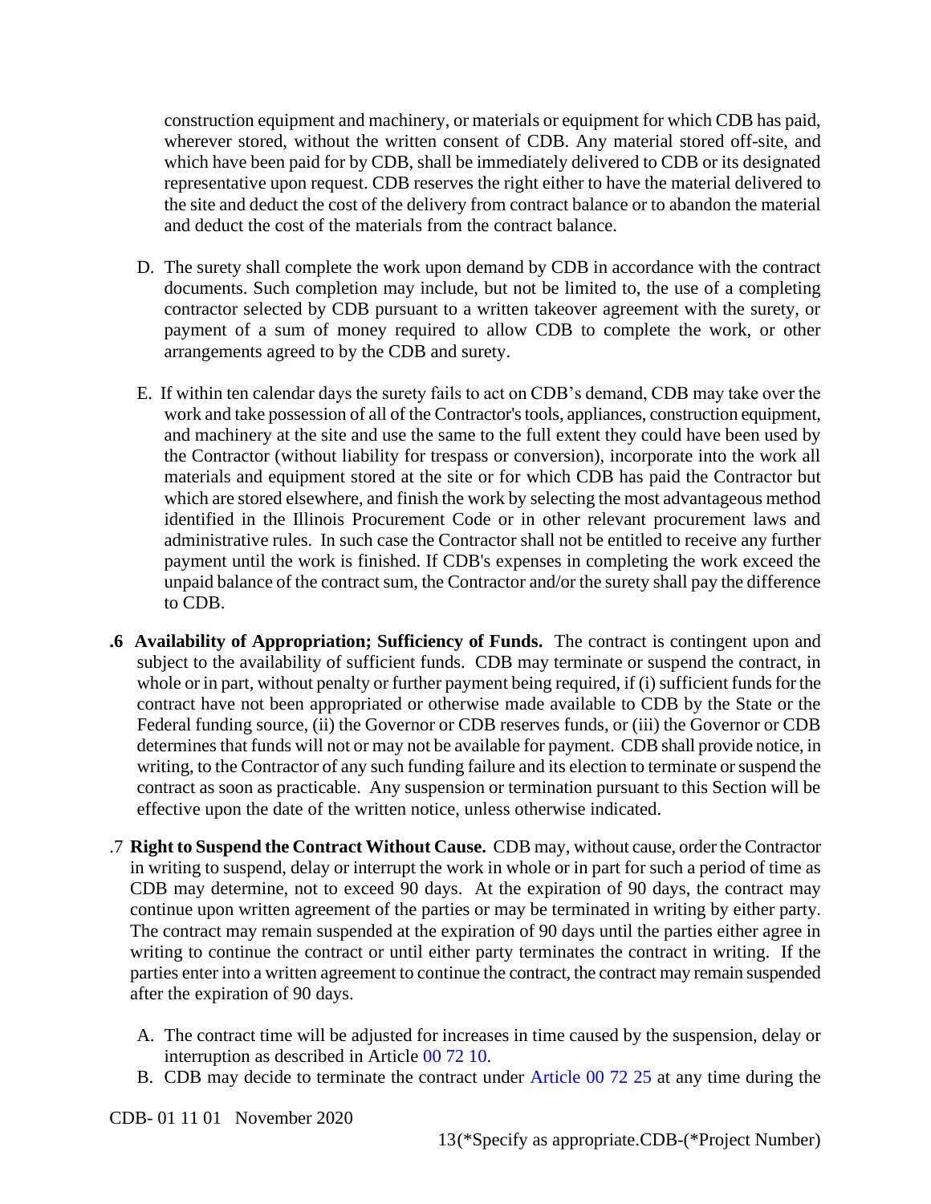construction equipment and machinery, or materials or equipment for which CDB has paid, wherever stored, without the written consent of CDB. Any material stored off-site, and which have been paid for by CDB, shall be immediately delivered to CDB or its designated representative upon request. CDB reserves the right either to have the material delivered to the site and deduct the cost of the delivery from contract balance or to abandon the material and deduct the cost of the materials from the contract balance.

D. The surety shall complete the work upon demand by CDB in accordance with the contract documents. Such completion may include, but not be limited to, the use of a completing contractor selected by CDB pursuant to a written takeover agreement with the surety, or payment of a sum of money required to allow CDB to complete the work, or other arrangements agreed to by the CDB and surety.

E. If within ten calendar days the surety fails to act on CDB's demand, CDB may take over the work and take possession of all of the Contractor's tools, appliances, construction equipment, and machinery at the site and use the same to the full extent they could have been used by the Contractor (without liability for trespass or conversion), incorporate into the work all materials and equipment stored at the site or for which CDB has paid the Contractor but which are stored elsewhere, and finish the work by selecting the most advantageous method identified in the Illinois Procurement Code or in other relevant procurement laws and administrative rules. In such case the Contractor shall not be entitled to receive any further payment until the work is finished. If CDB's expenses in completing the work exceed the unpaid balance of the contract sum, the Contractor and/or the surety shall pay the difference to CDB.

**.6 Availability of Appropriation; Sufficiency of Funds.** The contract is contingent upon and subject to the availability of sufficient funds. CDB may terminate or suspend the contract, in whole or in part, without penalty or further payment being required, if (i) sufficient funds for the contract have not been appropriated or otherwise made available to CDB by the State or the Federal funding source, (ii) the Governor or CDB reserves funds, or (iii) the Governor or CDB determines that funds will not or may not be available for payment. CDB shall provide notice, in writing, to the Contractor of any such funding failure and its election to terminate or suspend the contract as soon as practicable. Any suspension or termination pursuant to this Section will be effective upon the date of the written notice, unless otherwise indicated.

.7 **Right to Suspend the Contract Without Cause.** CDB may, without cause, order the Contractor in writing to suspend, delay or interrupt the work in whole or in part for such a period of time as CDB may determine, not to exceed 90 days. At the expiration of 90 days, the contract may continue upon written agreement of the parties or may be terminated in writing by either party. The contract may remain suspended at the expiration of 90 days until the parties either agree in writing to continue the contract or until either party terminates the contract in writing. If the parties enter into a written agreement to continue the contract, the contract may remain suspended after the expiration of 90 days.

A. The contract time will be adjusted for increases in time caused by the suspension, delay or interruption as described in Article 00 72 10.

B. CDB may decide to terminate the contract under Article 00 72 25 at any time during the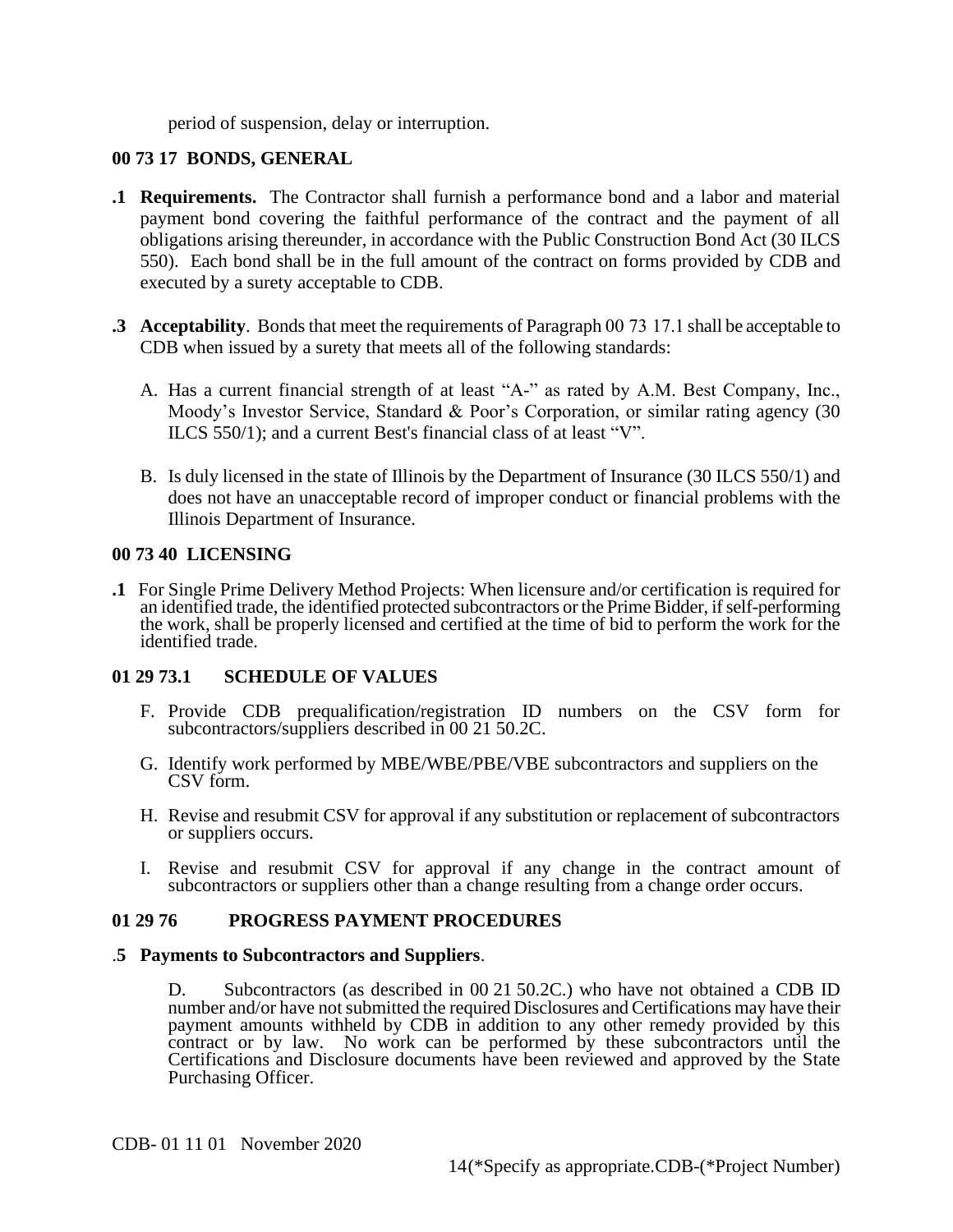period of suspension, delay or interruption.

### 00 73 17 BONDS, GENERAL

**.1 Requirements.** The Contractor shall furnish a performance bond and a labor and material payment bond covering the faithful performance of the contract and the payment of all obligations arising thereunder, in accordance with the Public Construction Bond Act (30 ILCS 550). Each bond shall be in the full amount of the contract on forms provided by CDB and executed by a surety acceptable to CDB.

**.3 Acceptability**. Bonds that meet the requirements of Paragraph 00 73 17.1 shall be acceptable to CDB when issued by a surety that meets all of the following standards:

A. Has a current financial strength of at least "A-" as rated by A.M. Best Company, Inc., Moody's Investor Service, Standard & Poor's Corporation, or similar rating agency (30 ILCS 550/1); and a current Best's financial class of at least "V".

B. Is duly licensed in the state of Illinois by the Department of Insurance (30 ILCS 550/1) and does not have an unacceptable record of improper conduct or financial problems with the Illinois Department of Insurance.

### 00 73 40 LICENSING

**.1** For Single Prime Delivery Method Projects: When licensure and/or certification is required for an identified trade, the identified protected subcontractors or the Prime Bidder, if self-performing the work, shall be properly licensed and certified at the time of bid to perform the work for the identified trade.

### 01 29 73.1 SCHEDULE OF VALUES

F. Provide CDB prequalification/registration ID numbers on the CSV form for subcontractors/suppliers described in 00 21 50.2C.

G. Identify work performed by MBE/WBE/PBE/VBE subcontractors and suppliers on the CSV form.

H. Revise and resubmit CSV for approval if any substitution or replacement of subcontractors or suppliers occurs.

I. Revise and resubmit CSV for approval if any change in the contract amount of subcontractors or suppliers other than a change resulting from a change order occurs.

### 01 29 76 PROGRESS PAYMENT PROCEDURES

**.5 Payments to Subcontractors and Suppliers**.

D. Subcontractors (as described in 00 21 50.2C.) who have not obtained a CDB ID number and/or have not submitted the required Disclosures and Certifications may have their payment amounts withheld by CDB in addition to any other remedy provided by this contract or by law. No work can be performed by these subcontractors until the Certifications and Disclosure documents have been reviewed and approved by the State Purchasing Officer.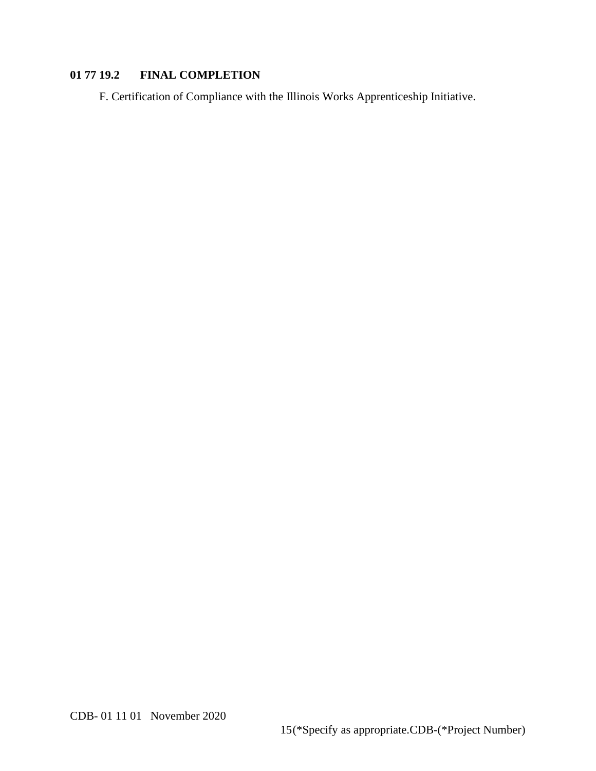**01 77 19.2 FINAL COMPLETION**

F. Certification of Compliance with the Illinois Works Apprenticeship Initiative.